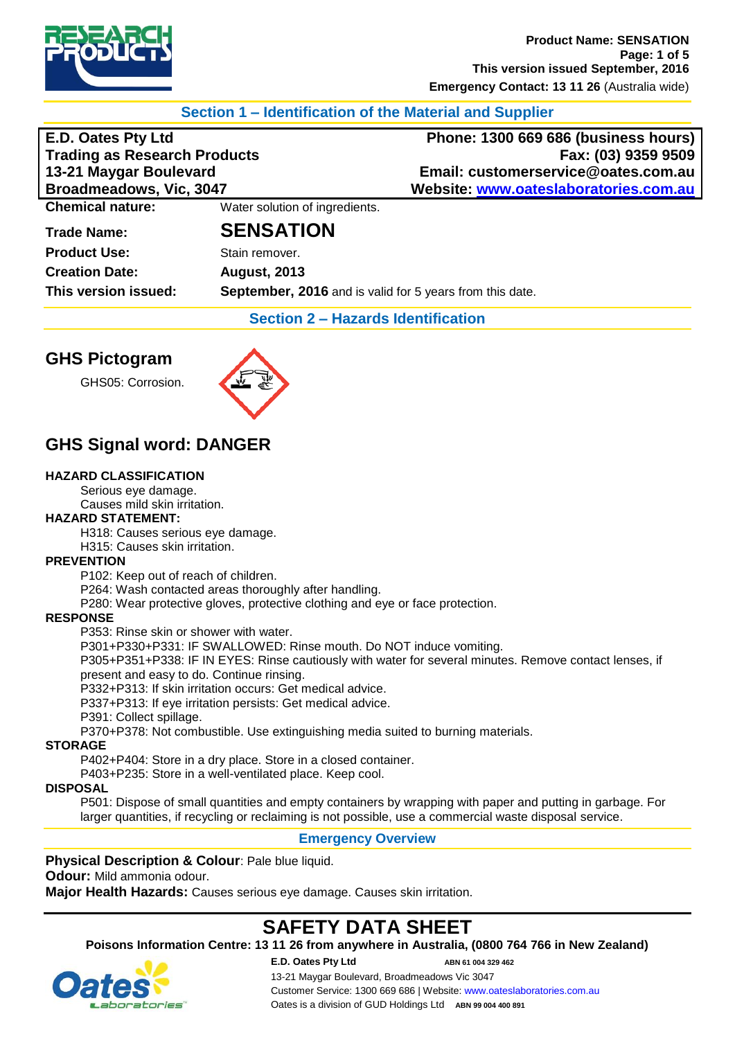## Section 1 – Identification of the Material and Supplier

| | |
|---|---|
| **E.D. Oates Pty Ltd** | **Phone: 1300 669 686 (business hours)** |
| **Trading as Research Products** | **Fax: (03) 9359 9509** |
| **13-21 Maygar Boulevard** | **Email: customerservice@oates.com.au** |
| **Broadmeadows, Vic, 3047** | **Website: www.oateslaboratories.com.au** |

**Chemical nature:** Water solution of ingredients.

**Trade Name:** **SENSATION**

**Product Use:** Stain remover.

**Creation Date:** **August, 2013**

**This version issued:** **September, 2016** and is valid for 5 years from this date.

## Section 2 – Hazards Identification

## GHS Pictogram

GHS05: Corrosion.

## GHS Signal word: DANGER

**HAZARD CLASSIFICATION**

Serious eye damage.
Causes mild skin irritation.

**HAZARD STATEMENT:**

H318: Causes serious eye damage.
H315: Causes skin irritation.

**PREVENTION**

P102: Keep out of reach of children.
P264: Wash contacted areas thoroughly after handling.
P280: Wear protective gloves, protective clothing and eye or face protection.

**RESPONSE**

P353: Rinse skin or shower with water.
P301+P330+P331: IF SWALLOWED: Rinse mouth. Do NOT induce vomiting.
P305+P351+P338: IF IN EYES: Rinse cautiously with water for several minutes. Remove contact lenses, if present and easy to do. Continue rinsing.
P332+P313: If skin irritation occurs: Get medical advice.
P337+P313: If eye irritation persists: Get medical advice.
P391: Collect spillage.
P370+P378: Not combustible. Use extinguishing media suited to burning materials.

**STORAGE**

P402+P404: Store in a dry place. Store in a closed container.
P403+P235: Store in a well-ventilated place. Keep cool.

**DISPOSAL**

P501: Dispose of small quantities and empty containers by wrapping with paper and putting in garbage. For larger quantities, if recycling or reclaiming is not possible, use a commercial waste disposal service.

### Emergency Overview

**Physical Description & Colour**: Pale blue liquid.
**Odour:** Mild ammonia odour.
**Major Health Hazards:** Causes serious eye damage. Causes skin irritation.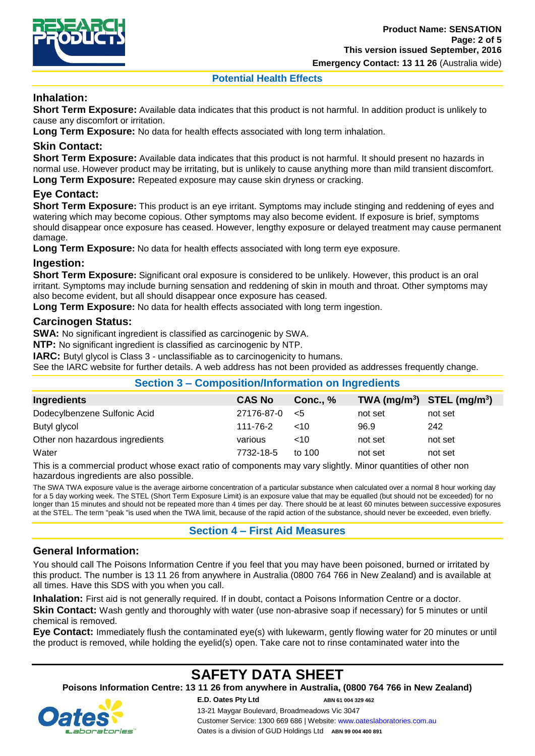## Potential Health Effects

### Inhalation:

**Short Term Exposure:** Available data indicates that this product is not harmful. In addition product is unlikely to cause any discomfort or irritation.
**Long Term Exposure:** No data for health effects associated with long term inhalation.

### Skin Contact:

**Short Term Exposure:** Available data indicates that this product is not harmful. It should present no hazards in normal use. However product may be irritating, but is unlikely to cause anything more than mild transient discomfort.
**Long Term Exposure:** Repeated exposure may cause skin dryness or cracking.

### Eye Contact:

**Short Term Exposure:** This product is an eye irritant. Symptoms may include stinging and reddening of eyes and watering which may become copious. Other symptoms may also become evident. If exposure is brief, symptoms should disappear once exposure has ceased. However, lengthy exposure or delayed treatment may cause permanent damage.
**Long Term Exposure:** No data for health effects associated with long term eye exposure.

### Ingestion:

**Short Term Exposure:** Significant oral exposure is considered to be unlikely. However, this product is an oral irritant. Symptoms may include burning sensation and reddening of skin in mouth and throat. Other symptoms may also become evident, but all should disappear once exposure has ceased.
**Long Term Exposure:** No data for health effects associated with long term ingestion.

### Carcinogen Status:

**SWA:** No significant ingredient is classified as carcinogenic by SWA.
**NTP:** No significant ingredient is classified as carcinogenic by NTP.
**IARC:** Butyl glycol is Class 3 - unclassifiable as to carcinogenicity to humans.
See the IARC website for further details. A web address has not been provided as addresses frequently change.

## Section 3 – Composition/Information on Ingredients

| Ingredients | CAS No | Conc., % | TWA (mg/m$^3$) | STEL (mg/m$^3$) |
|---|---|---|---|---|
| Dodecylbenzene Sulfonic Acid | 27176-87-0 | <5 | not set | not set |
| Butyl glycol | 111-76-2 | <10 | 96.9 | 242 |
| Other non hazardous ingredients | various | <10 | not set | not set |
| Water | 7732-18-5 | to 100 | not set | not set |

This is a commercial product whose exact ratio of components may vary slightly. Minor quantities of other non hazardous ingredients are also possible.

The SWA TWA exposure value is the average airborne concentration of a particular substance when calculated over a normal 8 hour working day for a 5 day working week. The STEL (Short Term Exposure Limit) is an exposure value that may be equalled (but should not be exceeded) for no longer than 15 minutes and should not be repeated more than 4 times per day. There should be at least 60 minutes between successive exposures at the STEL. The term "peak "is used when the TWA limit, because of the rapid action of the substance, should never be exceeded, even briefly.

## Section 4 – First Aid Measures

### General Information:

You should call The Poisons Information Centre if you feel that you may have been poisoned, burned or irritated by this product. The number is 13 11 26 from anywhere in Australia (0800 764 766 in New Zealand) and is available at all times. Have this SDS with you when you call.

**Inhalation:** First aid is not generally required. If in doubt, contact a Poisons Information Centre or a doctor.
**Skin Contact:** Wash gently and thoroughly with water (use non-abrasive soap if necessary) for 5 minutes or until chemical is removed.
**Eye Contact:** Immediately flush the contaminated eye(s) with lukewarm, gently flowing water for 20 minutes or until the product is removed, while holding the eyelid(s) open. Take care not to rinse contaminated water into the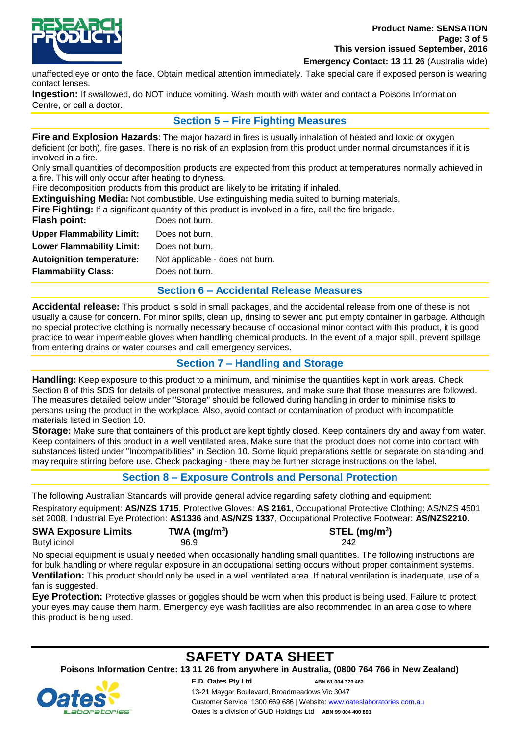unaffected eye or onto the face. Obtain medical attention immediately. Take special care if exposed person is wearing contact lenses.

**Ingestion:** If swallowed, do NOT induce vomiting. Wash mouth with water and contact a Poisons Information Centre, or call a doctor.

## Section 5 – Fire Fighting Measures

**Fire and Explosion Hazards**: The major hazard in fires is usually inhalation of heated and toxic or oxygen deficient (or both), fire gases. There is no risk of an explosion from this product under normal circumstances if it is involved in a fire.

Only small quantities of decomposition products are expected from this product at temperatures normally achieved in a fire. This will only occur after heating to dryness.

Fire decomposition products from this product are likely to be irritating if inhaled.

**Extinguishing Media:** Not combustible. Use extinguishing media suited to burning materials.

**Fire Fighting:** If a significant quantity of this product is involved in a fire, call the fire brigade.

| | |
|---|---|
| **Flash point:** | Does not burn. |
| **Upper Flammability Limit:** | Does not burn. |
| **Lower Flammability Limit:** | Does not burn. |
| **Autoignition temperature:** | Not applicable - does not burn. |
| **Flammability Class:** | Does not burn. |

## Section 6 – Accidental Release Measures

**Accidental release:** This product is sold in small packages, and the accidental release from one of these is not usually a cause for concern. For minor spills, clean up, rinsing to sewer and put empty container in garbage. Although no special protective clothing is normally necessary because of occasional minor contact with this product, it is good practice to wear impermeable gloves when handling chemical products. In the event of a major spill, prevent spillage from entering drains or water courses and call emergency services.

## Section 7 – Handling and Storage

**Handling:** Keep exposure to this product to a minimum, and minimise the quantities kept in work areas. Check Section 8 of this SDS for details of personal protective measures, and make sure that those measures are followed. The measures detailed below under "Storage" should be followed during handling in order to minimise risks to persons using the product in the workplace. Also, avoid contact or contamination of product with incompatible materials listed in Section 10.

**Storage:** Make sure that containers of this product are kept tightly closed. Keep containers dry and away from water. Keep containers of this product in a well ventilated area. Make sure that the product does not come into contact with substances listed under "Incompatibilities" in Section 10. Some liquid preparations settle or separate on standing and may require stirring before use. Check packaging - there may be further storage instructions on the label.

## Section 8 – Exposure Controls and Personal Protection

The following Australian Standards will provide general advice regarding safety clothing and equipment:

Respiratory equipment: **AS/NZS 1715**, Protective Gloves: **AS 2161**, Occupational Protective Clothing: AS/NZS 4501 set 2008, Industrial Eye Protection: **AS1336** and **AS/NZS 1337**, Occupational Protective Footwear: **AS/NZS2210**.

| SWA Exposure Limits | TWA (mg/m$^3$) | STEL (mg/m$^3$) |
|---|---|---|
| Butyl icinol | 96.9 | 242 |

No special equipment is usually needed when occasionally handling small quantities. The following instructions are for bulk handling or where regular exposure in an occupational setting occurs without proper containment systems.

**Ventilation:** This product should only be used in a well ventilated area. If natural ventilation is inadequate, use of a fan is suggested.

**Eye Protection:** Protective glasses or goggles should be worn when this product is being used. Failure to protect your eyes may cause them harm. Emergency eye wash facilities are also recommended in an area close to where this product is being used.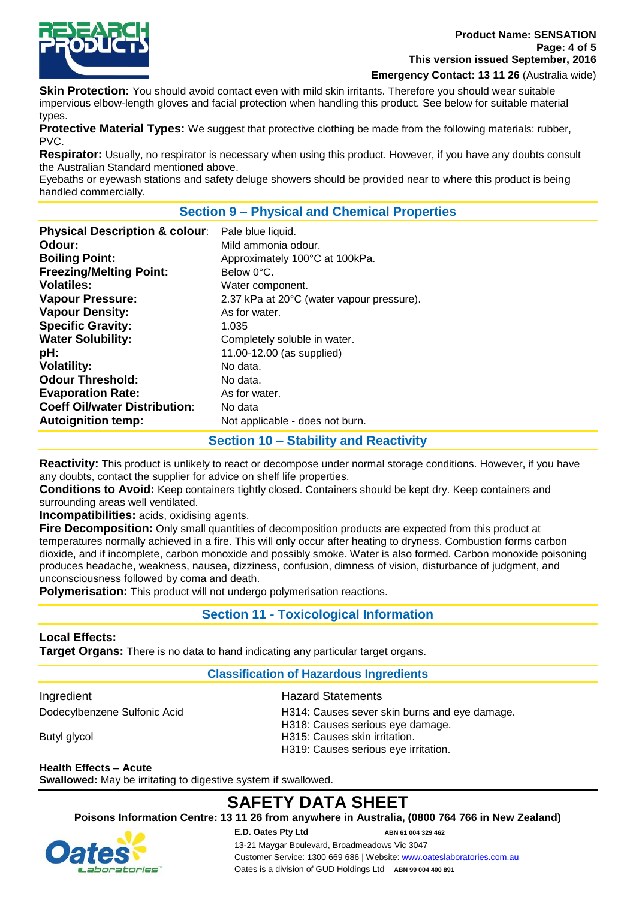**Skin Protection:** You should avoid contact even with mild skin irritants. Therefore you should wear suitable impervious elbow-length gloves and facial protection when handling this product. See below for suitable material types.

**Protective Material Types:** We suggest that protective clothing be made from the following materials: rubber, PVC.

**Respirator:** Usually, no respirator is necessary when using this product. However, if you have any doubts consult the Australian Standard mentioned above.

Eyebaths or eyewash stations and safety deluge showers should be provided near to where this product is being handled commercially.

## Section 9 – Physical and Chemical Properties

| | |
|---|---|
| **Physical Description & colour**: | Pale blue liquid. |
| **Odour:** | Mild ammonia odour. |
| **Boiling Point:** | Approximately 100°C at 100kPa. |
| **Freezing/Melting Point:** | Below 0°C. |
| **Volatiles:** | Water component. |
| **Vapour Pressure:** | 2.37 kPa at 20°C (water vapour pressure). |
| **Vapour Density:** | As for water. |
| **Specific Gravity:** | 1.035 |
| **Water Solubility:** | Completely soluble in water. |
| **pH:** | 11.00-12.00 (as supplied) |
| **Volatility:** | No data. |
| **Odour Threshold:** | No data. |
| **Evaporation Rate:** | As for water. |
| **Coeff Oil/water Distribution**: | No data |
| **Autoignition temp:** | Not applicable - does not burn. |

## Section 10 – Stability and Reactivity

**Reactivity:** This product is unlikely to react or decompose under normal storage conditions. However, if you have any doubts, contact the supplier for advice on shelf life properties.

**Conditions to Avoid:** Keep containers tightly closed. Containers should be kept dry. Keep containers and surrounding areas well ventilated.

**Incompatibilities:** acids, oxidising agents.

**Fire Decomposition:** Only small quantities of decomposition products are expected from this product at temperatures normally achieved in a fire. This will only occur after heating to dryness. Combustion forms carbon dioxide, and if incomplete, carbon monoxide and possibly smoke. Water is also formed. Carbon monoxide poisoning produces headache, weakness, nausea, dizziness, confusion, dimness of vision, disturbance of judgment, and unconsciousness followed by coma and death.

**Polymerisation:** This product will not undergo polymerisation reactions.

## Section 11 - Toxicological Information

**Local Effects:**

**Target Organs:** There is no data to hand indicating any particular target organs.

### Classification of Hazardous Ingredients

| Ingredient | Hazard Statements |
|---|---|
| Dodecylbenzene Sulfonic Acid | H314: Causes sever skin burns and eye damage.<br>H318: Causes serious eye damage. |
| Butyl glycol | H315: Causes skin irritation.<br>H319: Causes serious eye irritation. |

**Health Effects – Acute**

**Swallowed:** May be irritating to digestive system if swallowed.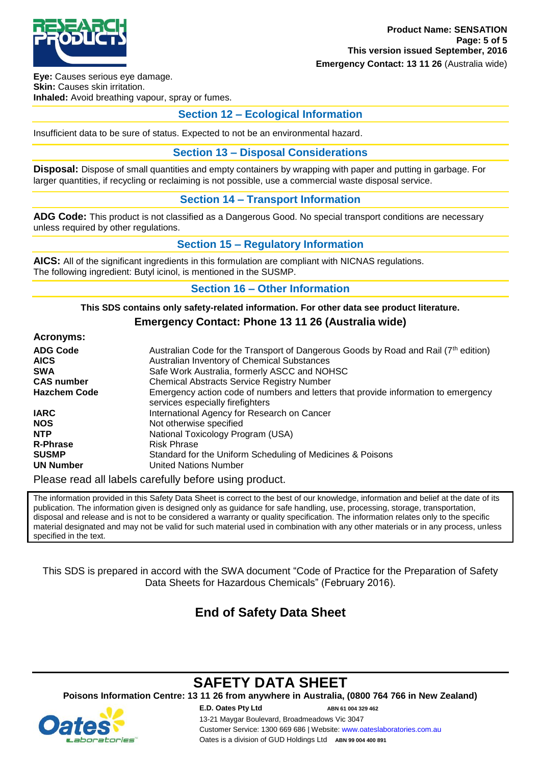**Eye:** Causes serious eye damage.
**Skin:** Causes skin irritation.
**Inhaled:** Avoid breathing vapour, spray or fumes.

## Section 12 – Ecological Information

Insufficient data to be sure of status. Expected to not be an environmental hazard.

## Section 13 – Disposal Considerations

**Disposal:** Dispose of small quantities and empty containers by wrapping with paper and putting in garbage. For larger quantities, if recycling or reclaiming is not possible, use a commercial waste disposal service.

## Section 14 – Transport Information

**ADG Code:** This product is not classified as a Dangerous Good. No special transport conditions are necessary unless required by other regulations.

## Section 15 – Regulatory Information

**AICS:** All of the significant ingredients in this formulation are compliant with NICNAS regulations.
The following ingredient: Butyl icinol, is mentioned in the SUSMP.

## Section 16 – Other Information

**This SDS contains only safety-related information. For other data see product literature.**

**Emergency Contact: Phone 13 11 26 (Australia wide)**

**Acronyms:**

| | |
|---|---|
| **ADG Code** | Australian Code for the Transport of Dangerous Goods by Road and Rail (7th edition) |
| **AICS** | Australian Inventory of Chemical Substances |
| **SWA** | Safe Work Australia, formerly ASCC and NOHSC |
| **CAS number** | Chemical Abstracts Service Registry Number |
| **Hazchem Code** | Emergency action code of numbers and letters that provide information to emergency services especially firefighters |
| **IARC** | International Agency for Research on Cancer |
| **NOS** | Not otherwise specified |
| **NTP** | National Toxicology Program (USA) |
| **R-Phrase** | Risk Phrase |
| **SUSMP** | Standard for the Uniform Scheduling of Medicines & Poisons |
| **UN Number** | United Nations Number |

Please read all labels carefully before using product.

The information provided in this Safety Data Sheet is correct to the best of our knowledge, information and belief at the date of its publication. The information given is designed only as guidance for safe handling, use, processing, storage, transportation, disposal and release and is not to be considered a warranty or quality specification. The information relates only to the specific material designated and may not be valid for such material used in combination with any other materials or in any process, unless specified in the text.

This SDS is prepared in accord with the SWA document "Code of Practice for the Preparation of Safety Data Sheets for Hazardous Chemicals" (February 2016).

## End of Safety Data Sheet

# SAFETY DATA SHEET

**Poisons Information Centre: 13 11 26 from anywhere in Australia, (0800 764 766 in New Zealand)**

**E.D. Oates Pty Ltd** ABN 61 004 329 462
13-21 Maygar Boulevard, Broadmeadows Vic 3047
Customer Service: 1300 669 686 | Website: www.oateslaboratories.com.au
Oates is a division of GUD Holdings Ltd ABN 99 004 400 891